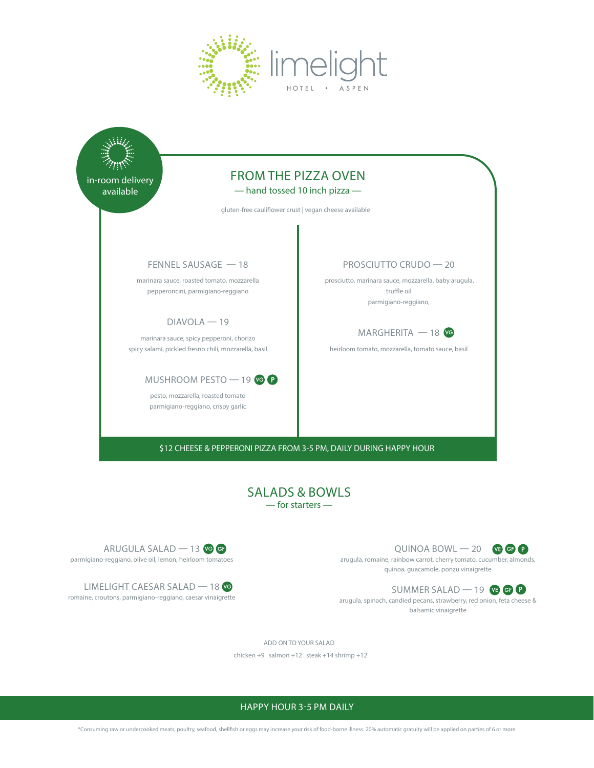# limelight

HOTEL • ASPEN

in-room delivery available

## FROM THE PIZZA OVEN

— hand tossed 10 inch pizza —

gluten-free cauliflower crust | vegan cheese available

### FENNEL SAUSAGE — 18

marinara sauce, roasted tomato, mozzarella pepperoncini, parmigiano-reggiano

### DIAVOLA — 19

marinara sauce, spicy pepperoni, chorizo spicy salami, pickled fresno chili, mozzarella, basil

### MUSHROOM PESTO — 19 VG P

pesto, mozzarella, roasted tomato parmigiano-reggiano, crispy garlic

### PROSCIUTTO CRUDO — 20

prosciutto, marinara sauce, mozzarella, baby arugula, truffle oil parmigiano-reggiano,

### MARGHERITA — 18 VG

heirloom tomato, mozzarella, tomato sauce, basil

$12 CHEESE & PEPPERONI PIZZA FROM 3-5 PM, DAILY DURING HAPPY HOUR

## SALADS & BOWLS

— for starters —

### ARUGULA SALAD — 13 VG GF

parmigiano-reggiano, olive oil, lemon, heirloom tomatoes

### LIMELIGHT CAESAR SALAD — 18 VG

romaine, croutons, parmigiano-reggiano, caesar vinaigrette

### QUINOA BOWL — 20 VE GF P

arugula, romaine, rainbow carrot, cherry tomato, cucumber, almonds, quinoa, guacamole, ponzu vinaigrette

### SUMMER SALAD — 19 VE GF P

arugula, spinach, candied pecans, strawberry, red onion, feta cheese & balsamic vinaigrette

ADD ON TO YOUR SALAD

chicken +9 salmon +12 steak +14 shrimp +12

HAPPY HOUR 3-5 PM DAILY

*Consuming raw or undercooked meats, poultry, seafood, shellfish or eggs may increase your risk of food-borne illness. 20% automatic gratuity will be applied on parties of 6 or more.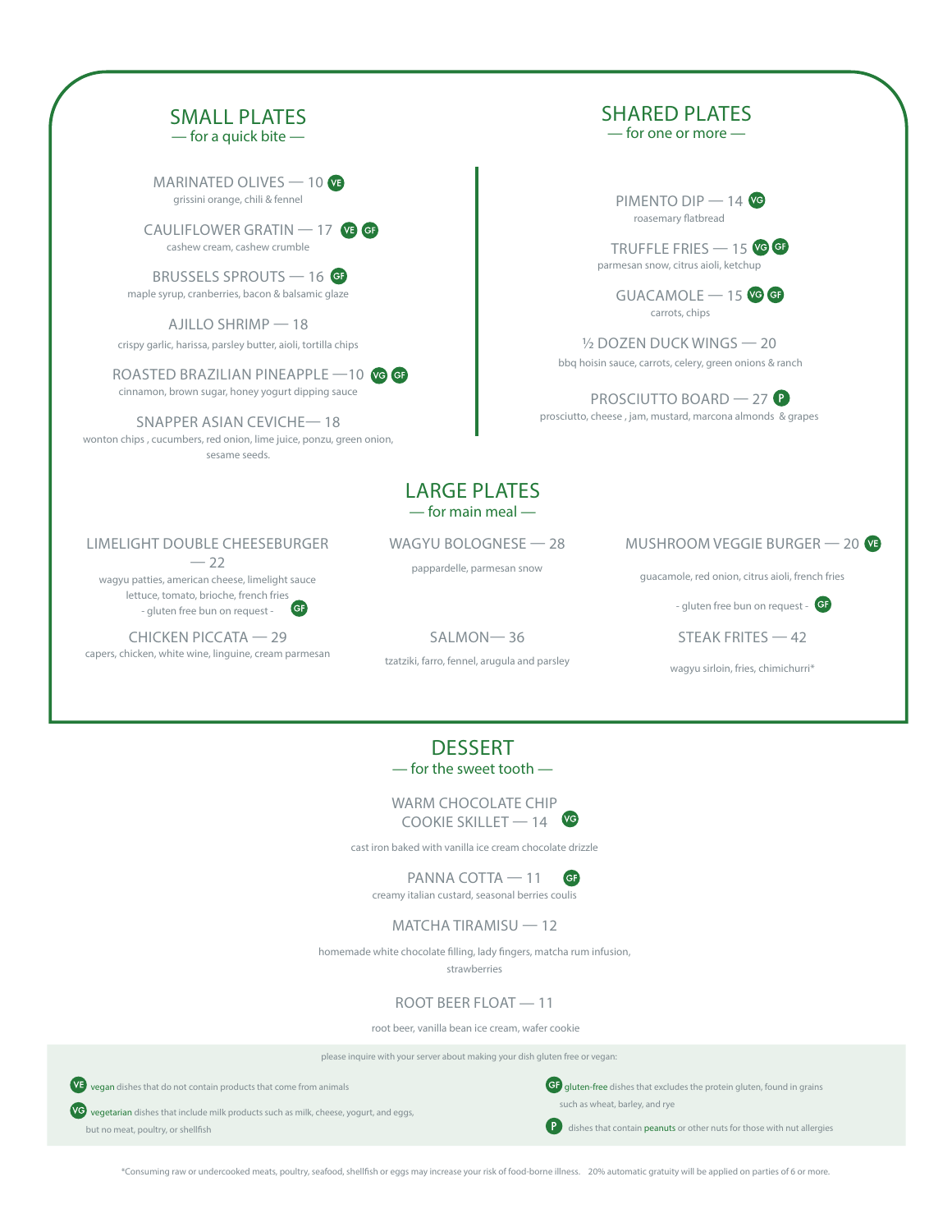## SMALL PLATES
— for a quick bite —

MARINATED OLIVES — 10 VE
grissini orange, chili & fennel

CAULIFLOWER GRATIN — 17 VE GF
cashew cream, cashew crumble

BRUSSELS SPROUTS — 16 GF
maple syrup, cranberries, bacon & balsamic glaze

AJILLO SHRIMP — 18
crispy garlic, harissa, parsley butter, aioli, tortilla chips

ROASTED BRAZILIAN PINEAPPLE —10 VG GF
cinnamon, brown sugar, honey yogurt dipping sauce

SNAPPER ASIAN CEVICHE— 18
wonton chips , cucumbers, red onion, lime juice, ponzu, green onion, sesame seeds.

## SHARED PLATES
— for one or more —

PIMENTO DIP — 14 VG
roasemary flatbread

TRUFFLE FRIES — 15 VG GF
parmesan snow, citrus aioli, ketchup

GUACAMOLE — 15 VG GF
carrots, chips

½ DOZEN DUCK WINGS — 20
bbq hoisin sauce, carrots, celery, green onions & ranch

PROSCIUTTO BOARD — 27 P
prosciutto, cheese , jam, mustard, marcona almonds & grapes

## LARGE PLATES
— for main meal —

LIMELIGHT DOUBLE CHEESEBURGER — 22
wagyu patties, american cheese, limelight sauce lettuce, tomato, brioche, french fries
- gluten free bun on request - GF

WAGYU BOLOGNESE — 28
pappardelle, parmesan snow

MUSHROOM VEGGIE BURGER — 20 VE
guacamole, red onion, citrus aioli, french fries
- gluten free bun on request - GF

CHICKEN PICCATA — 29
capers, chicken, white wine, linguine, cream parmesan

SALMON— 36
tzatziki, farro, fennel, arugula and parsley

STEAK FRITES — 42
wagyu sirloin, fries, chimichurri*

## DESSERT
— for the sweet tooth —

WARM CHOCOLATE CHIP COOKIE SKILLET — 14 VG
cast iron baked with vanilla ice cream chocolate drizzle

PANNA COTTA — 11 GF
creamy italian custard, seasonal berries coulis

MATCHA TIRAMISU — 12
homemade white chocolate filling, lady fingers, matcha rum infusion, strawberries

ROOT BEER FLOAT — 11
root beer, vanilla bean ice cream, wafer cookie

please inquire with your server about making your dish gluten free or vegan:

- VE vegan dishes that do not contain products that come from animals
- VG vegetarian dishes that include milk products such as milk, cheese, yogurt, and eggs, but no meat, poultry, or shellfish
- GF gluten-free dishes that excludes the protein gluten, found in grains such as wheat, barley, and rye
- P dishes that contain peanuts or other nuts for those with nut allergies

*Consuming raw or undercooked meats, poultry, seafood, shellfish or eggs may increase your risk of food-borne illness. 20% automatic gratuity will be applied on parties of 6 or more.